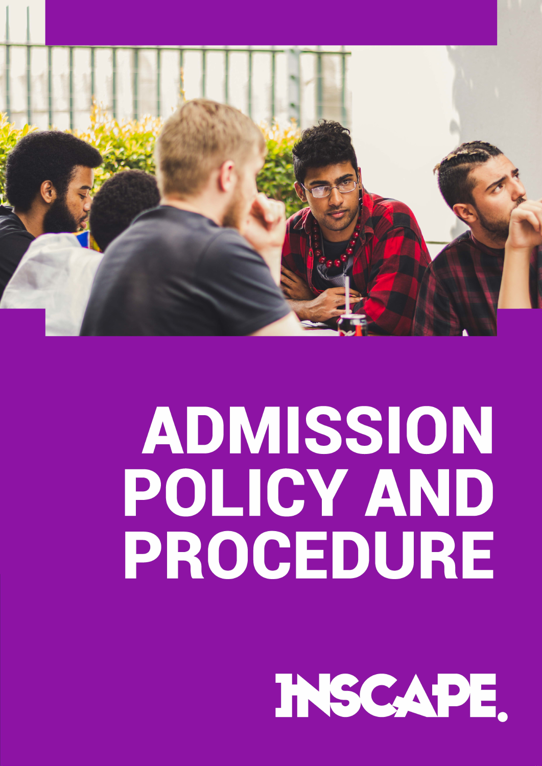# ADMISSION POLICY AND PROCEDURE

INSCAPE.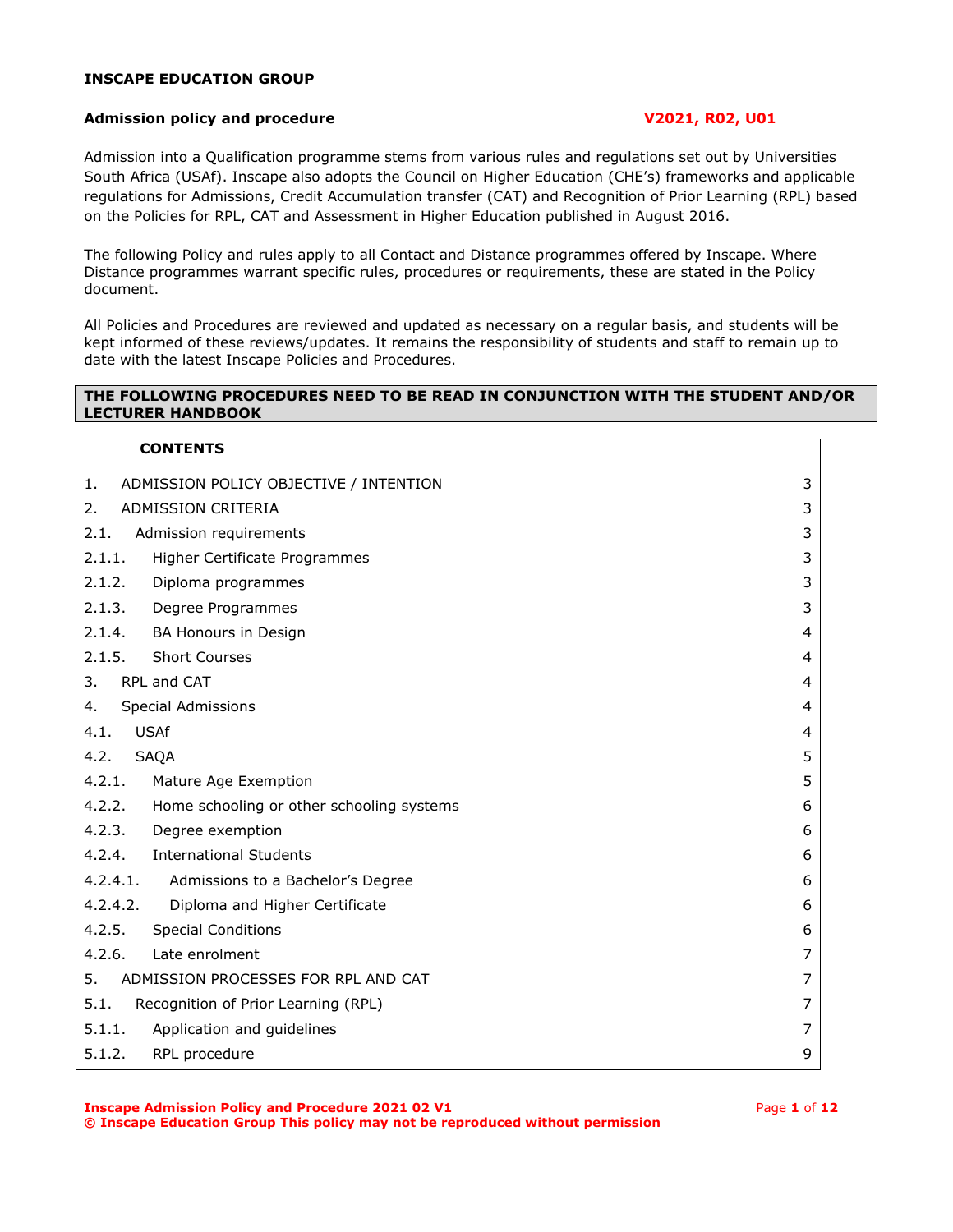**INSCAPE EDUCATION GROUP**

**Admission policy and procedure** **V2021, R02, U01**

Admission into a Qualification programme stems from various rules and regulations set out by Universities South Africa (USAf). Inscape also adopts the Council on Higher Education (CHE's) frameworks and applicable regulations for Admissions, Credit Accumulation transfer (CAT) and Recognition of Prior Learning (RPL) based on the Policies for RPL, CAT and Assessment in Higher Education published in August 2016.

The following Policy and rules apply to all Contact and Distance programmes offered by Inscape. Where Distance programmes warrant specific rules, procedures or requirements, these are stated in the Policy document.

All Policies and Procedures are reviewed and updated as necessary on a regular basis, and students will be kept informed of these reviews/updates. It remains the responsibility of students and staff to remain up to date with the latest Inscape Policies and Procedures.

**THE FOLLOWING PROCEDURES NEED TO BE READ IN CONJUNCTION WITH THE STUDENT AND/OR LECTURER HANDBOOK**

**CONTENTS**

| | | |
|---|---|---|
| 1. | ADMISSION POLICY OBJECTIVE / INTENTION | 3 |
| 2. | ADMISSION CRITERIA | 3 |
| 2.1. | Admission requirements | 3 |
| 2.1.1. | Higher Certificate Programmes | 3 |
| 2.1.2. | Diploma programmes | 3 |
| 2.1.3. | Degree Programmes | 3 |
| 2.1.4. | BA Honours in Design | 4 |
| 2.1.5. | Short Courses | 4 |
| 3. | RPL and CAT | 4 |
| 4. | Special Admissions | 4 |
| 4.1. | USAf | 4 |
| 4.2. | SAQA | 5 |
| 4.2.1. | Mature Age Exemption | 5 |
| 4.2.2. | Home schooling or other schooling systems | 6 |
| 4.2.3. | Degree exemption | 6 |
| 4.2.4. | International Students | 6 |
| 4.2.4.1. | Admissions to a Bachelor's Degree | 6 |
| 4.2.4.2. | Diploma and Higher Certificate | 6 |
| 4.2.5. | Special Conditions | 6 |
| 4.2.6. | Late enrolment | 7 |
| 5. | ADMISSION PROCESSES FOR RPL AND CAT | 7 |
| 5.1. | Recognition of Prior Learning (RPL) | 7 |
| 5.1.1. | Application and guidelines | 7 |
| 5.1.2. | RPL procedure | 9 |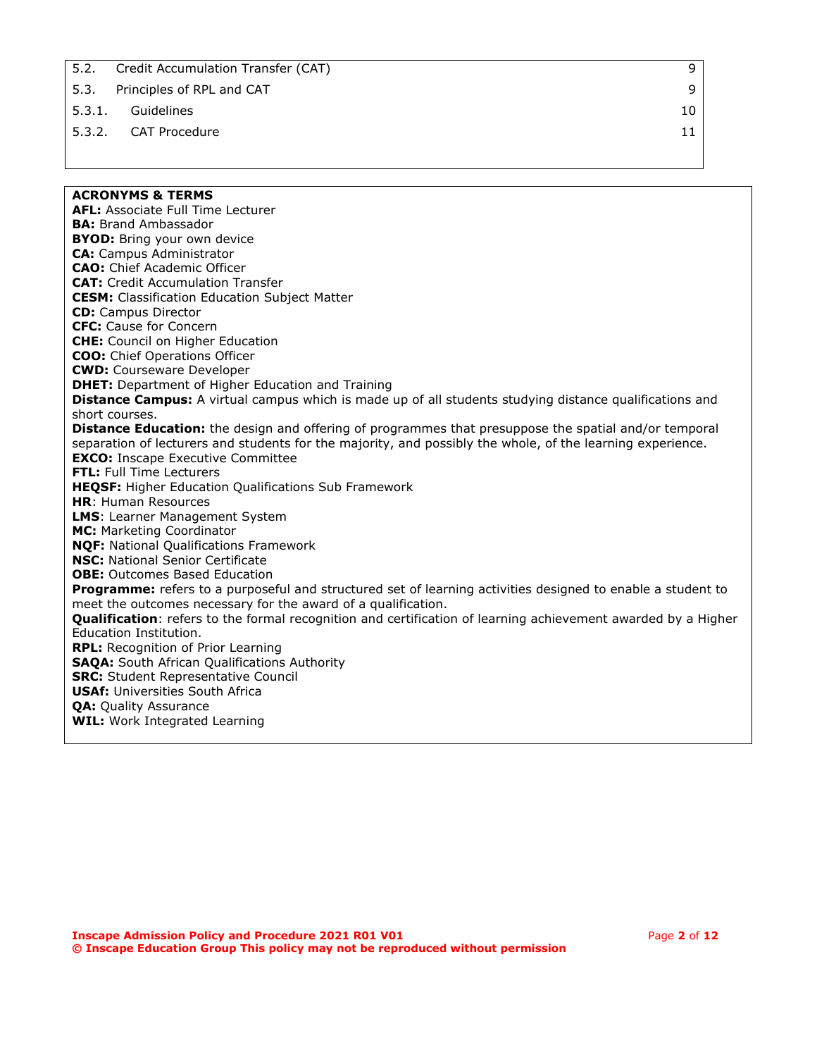| | | |
|---|---|---|
| 5.2. | Credit Accumulation Transfer (CAT) | 9 |
| 5.3. | Principles of RPL and CAT | 9 |
| 5.3.1. | Guidelines | 10 |
| 5.3.2. | CAT Procedure | 11 |

**ACRONYMS & TERMS**

**AFL:** Associate Full Time Lecturer
**BA:** Brand Ambassador
**BYOD:** Bring your own device
**CA:** Campus Administrator
**CAO:** Chief Academic Officer
**CAT:** Credit Accumulation Transfer
**CESM:** Classification Education Subject Matter
**CD:** Campus Director
**CFC:** Cause for Concern
**CHE:** Council on Higher Education
**COO:** Chief Operations Officer
**CWD:** Courseware Developer
**DHET:** Department of Higher Education and Training
**Distance Campus:** A virtual campus which is made up of all students studying distance qualifications and short courses.
**Distance Education:** the design and offering of programmes that presuppose the spatial and/or temporal separation of lecturers and students for the majority, and possibly the whole, of the learning experience.
**EXCO:** Inscape Executive Committee
**FTL:** Full Time Lecturers
**HEQSF:** Higher Education Qualifications Sub Framework
**HR**: Human Resources
**LMS**: Learner Management System
**MC:** Marketing Coordinator
**NQF:** National Qualifications Framework
**NSC:** National Senior Certificate
**OBE:** Outcomes Based Education
**Programme:** refers to a purposeful and structured set of learning activities designed to enable a student to meet the outcomes necessary for the award of a qualification.
**Qualification**: refers to the formal recognition and certification of learning achievement awarded by a Higher Education Institution.
**RPL:** Recognition of Prior Learning
**SAQA:** South African Qualifications Authority
**SRC:** Student Representative Council
**USAf:** Universities South Africa
**QA:** Quality Assurance
**WIL:** Work Integrated Learning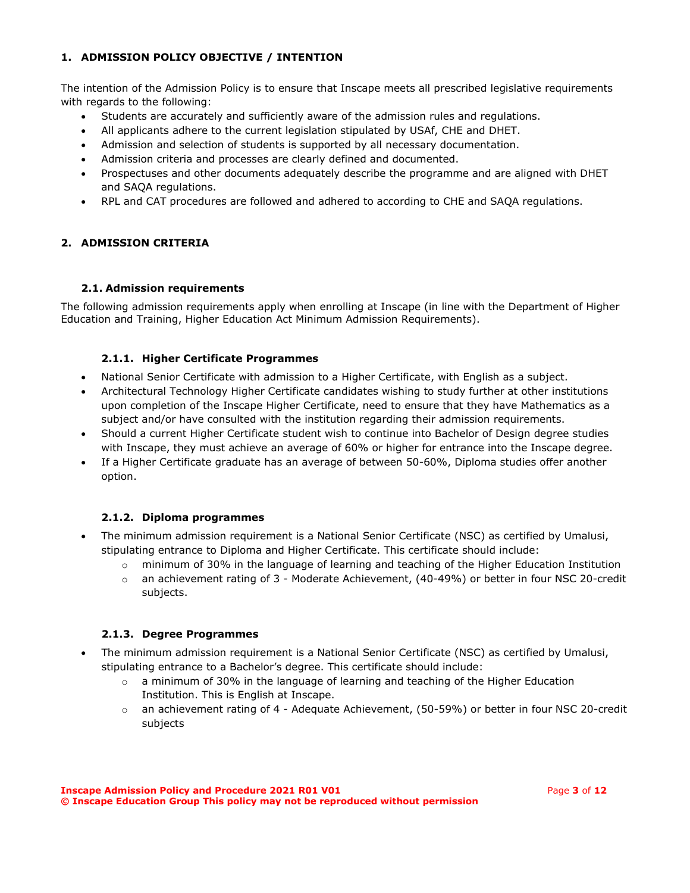## 1. ADMISSION POLICY OBJECTIVE / INTENTION

The intention of the Admission Policy is to ensure that Inscape meets all prescribed legislative requirements with regards to the following:

- Students are accurately and sufficiently aware of the admission rules and regulations.
- All applicants adhere to the current legislation stipulated by USAf, CHE and DHET.
- Admission and selection of students is supported by all necessary documentation.
- Admission criteria and processes are clearly defined and documented.
- Prospectuses and other documents adequately describe the programme and are aligned with DHET and SAQA regulations.
- RPL and CAT procedures are followed and adhered to according to CHE and SAQA regulations.

## 2. ADMISSION CRITERIA

### 2.1. Admission requirements

The following admission requirements apply when enrolling at Inscape (in line with the Department of Higher Education and Training, Higher Education Act Minimum Admission Requirements).

#### 2.1.1. Higher Certificate Programmes

- National Senior Certificate with admission to a Higher Certificate, with English as a subject.
- Architectural Technology Higher Certificate candidates wishing to study further at other institutions upon completion of the Inscape Higher Certificate, need to ensure that they have Mathematics as a subject and/or have consulted with the institution regarding their admission requirements.
- Should a current Higher Certificate student wish to continue into Bachelor of Design degree studies with Inscape, they must achieve an average of 60% or higher for entrance into the Inscape degree.
- If a Higher Certificate graduate has an average of between 50-60%, Diploma studies offer another option.

#### 2.1.2. Diploma programmes

- The minimum admission requirement is a National Senior Certificate (NSC) as certified by Umalusi, stipulating entrance to Diploma and Higher Certificate. This certificate should include:
  - minimum of 30% in the language of learning and teaching of the Higher Education Institution
  - an achievement rating of 3 - Moderate Achievement, (40-49%) or better in four NSC 20-credit subjects.

#### 2.1.3. Degree Programmes

- The minimum admission requirement is a National Senior Certificate (NSC) as certified by Umalusi, stipulating entrance to a Bachelor's degree. This certificate should include:
  - a minimum of 30% in the language of learning and teaching of the Higher Education Institution. This is English at Inscape.
  - an achievement rating of 4 - Adequate Achievement, (50-59%) or better in four NSC 20-credit subjects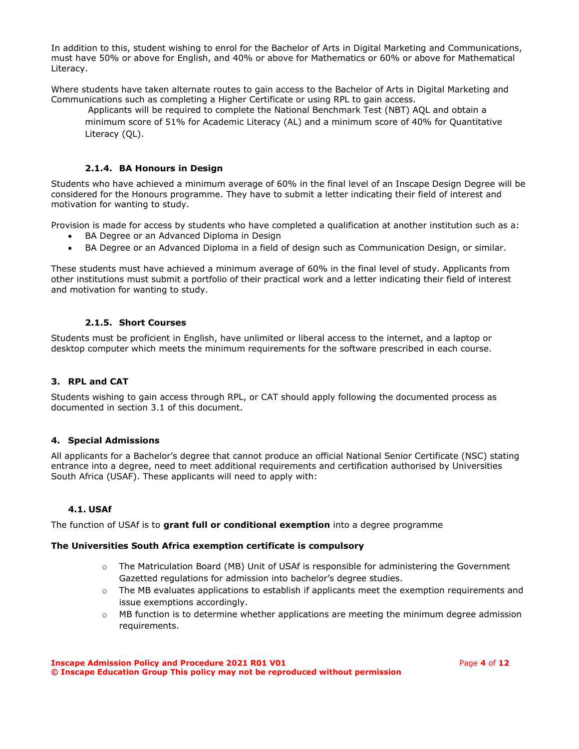In addition to this, student wishing to enrol for the Bachelor of Arts in Digital Marketing and Communications, must have 50% or above for English, and 40% or above for Mathematics or 60% or above for Mathematical Literacy.

Where students have taken alternate routes to gain access to the Bachelor of Arts in Digital Marketing and Communications such as completing a Higher Certificate or using RPL to gain access.

Applicants will be required to complete the National Benchmark Test (NBT) AQL and obtain a minimum score of 51% for Academic Literacy (AL) and a minimum score of 40% for Quantitative Literacy (QL).

#### 2.1.4. BA Honours in Design

Students who have achieved a minimum average of 60% in the final level of an Inscape Design Degree will be considered for the Honours programme. They have to submit a letter indicating their field of interest and motivation for wanting to study.

Provision is made for access by students who have completed a qualification at another institution such as a:

- BA Degree or an Advanced Diploma in Design
- BA Degree or an Advanced Diploma in a field of design such as Communication Design, or similar.

These students must have achieved a minimum average of 60% in the final level of study. Applicants from other institutions must submit a portfolio of their practical work and a letter indicating their field of interest and motivation for wanting to study.

#### 2.1.5. Short Courses

Students must be proficient in English, have unlimited or liberal access to the internet, and a laptop or desktop computer which meets the minimum requirements for the software prescribed in each course.

## 3. RPL and CAT

Students wishing to gain access through RPL, or CAT should apply following the documented process as documented in section 3.1 of this document.

## 4. Special Admissions

All applicants for a Bachelor's degree that cannot produce an official National Senior Certificate (NSC) stating entrance into a degree, need to meet additional requirements and certification authorised by Universities South Africa (USAF). These applicants will need to apply with:

### 4.1. USAf

The function of USAf is to **grant full or conditional exemption** into a degree programme

**The Universities South Africa exemption certificate is compulsory**

- The Matriculation Board (MB) Unit of USAf is responsible for administering the Government Gazetted regulations for admission into bachelor's degree studies.
- The MB evaluates applications to establish if applicants meet the exemption requirements and issue exemptions accordingly.
- MB function is to determine whether applications are meeting the minimum degree admission requirements.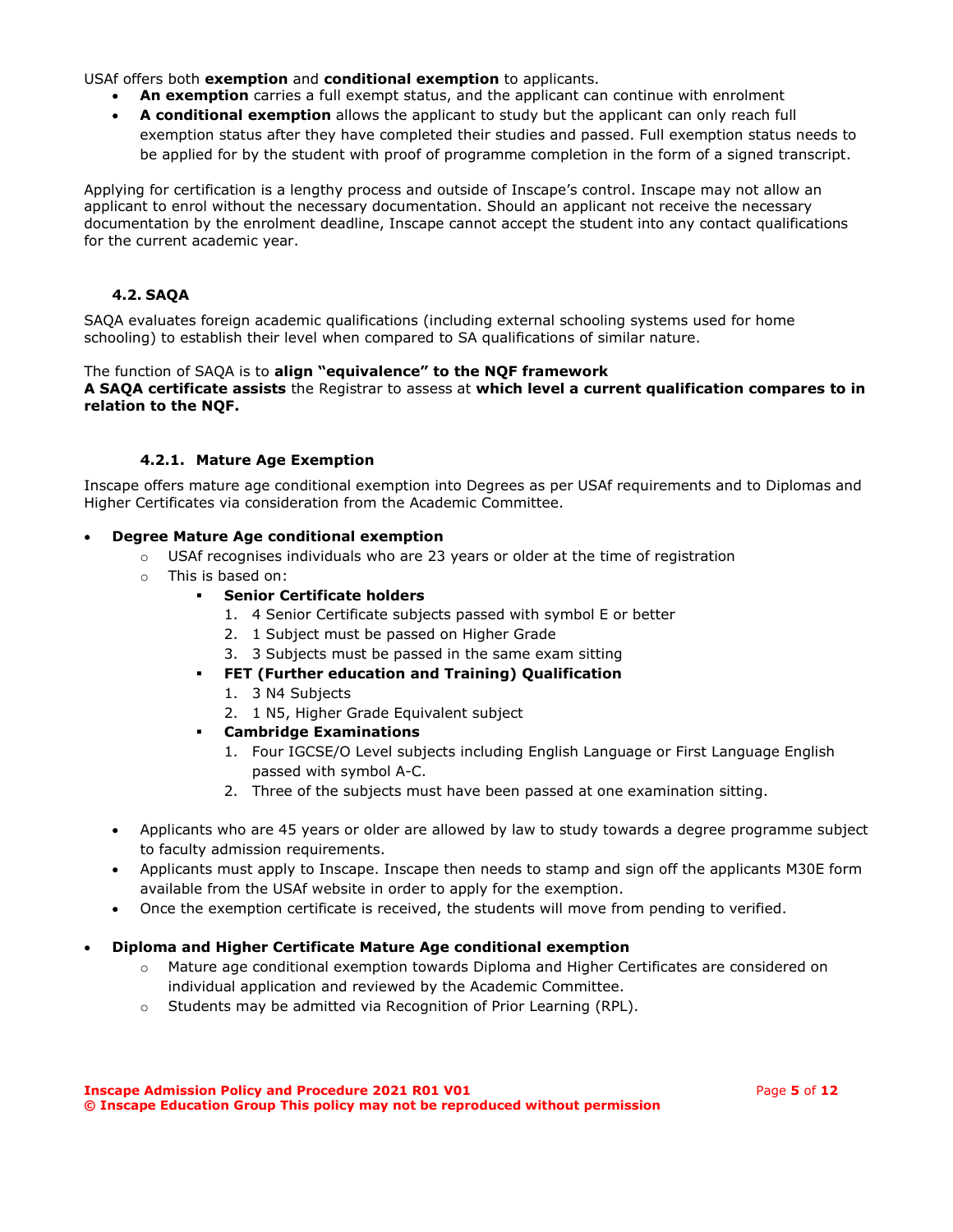USAf offers both **exemption** and **conditional exemption** to applicants.

- **An exemption** carries a full exempt status, and the applicant can continue with enrolment
- **A conditional exemption** allows the applicant to study but the applicant can only reach full exemption status after they have completed their studies and passed. Full exemption status needs to be applied for by the student with proof of programme completion in the form of a signed transcript.

Applying for certification is a lengthy process and outside of Inscape's control. Inscape may not allow an applicant to enrol without the necessary documentation. Should an applicant not receive the necessary documentation by the enrolment deadline, Inscape cannot accept the student into any contact qualifications for the current academic year.

### 4.2. SAQA

SAQA evaluates foreign academic qualifications (including external schooling systems used for home schooling) to establish their level when compared to SA qualifications of similar nature.

The function of SAQA is to **align "equivalence" to the NQF framework**
**A SAQA certificate assists** the Registrar to assess at **which level a current qualification compares to in relation to the NQF.**

#### 4.2.1. Mature Age Exemption

Inscape offers mature age conditional exemption into Degrees as per USAf requirements and to Diplomas and Higher Certificates via consideration from the Academic Committee.

- **Degree Mature Age conditional exemption**
  - USAf recognises individuals who are 23 years or older at the time of registration
  - This is based on:
    - **Senior Certificate holders**
      1. 4 Senior Certificate subjects passed with symbol E or better
      2. 1 Subject must be passed on Higher Grade
      3. 3 Subjects must be passed in the same exam sitting
    - **FET (Further education and Training) Qualification**
      1. 3 N4 Subjects
      2. 1 N5, Higher Grade Equivalent subject
    - **Cambridge Examinations**
      1. Four IGCSE/O Level subjects including English Language or First Language English passed with symbol A-C.
      2. Three of the subjects must have been passed at one examination sitting.

  - Applicants who are 45 years or older are allowed by law to study towards a degree programme subject to faculty admission requirements.
  - Applicants must apply to Inscape. Inscape then needs to stamp and sign off the applicants M30E form available from the USAf website in order to apply for the exemption.
  - Once the exemption certificate is received, the students will move from pending to verified.

- **Diploma and Higher Certificate Mature Age conditional exemption**
  - Mature age conditional exemption towards Diploma and Higher Certificates are considered on individual application and reviewed by the Academic Committee.
  - Students may be admitted via Recognition of Prior Learning (RPL).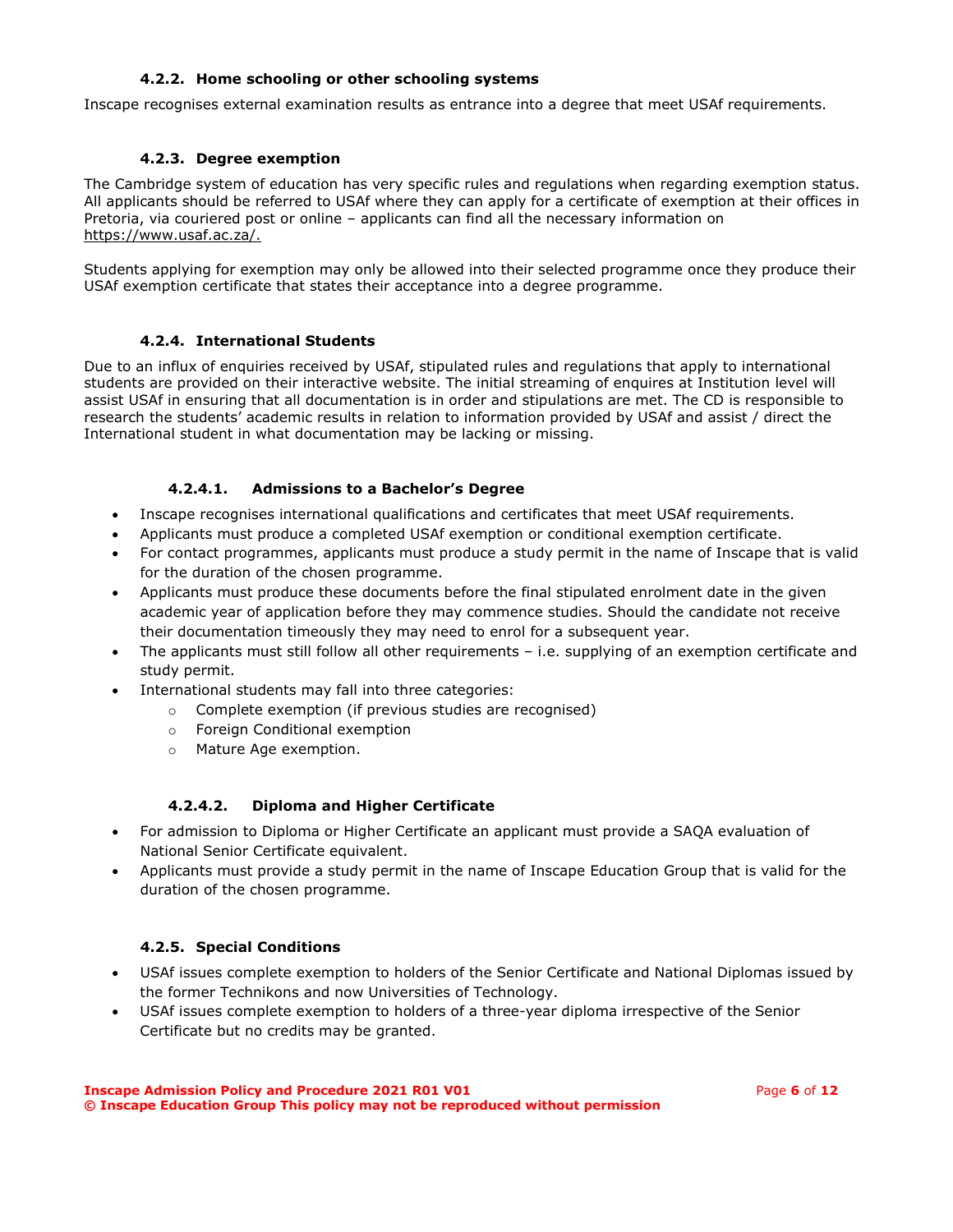#### 4.2.2. Home schooling or other schooling systems

Inscape recognises external examination results as entrance into a degree that meet USAf requirements.

#### 4.2.3. Degree exemption

The Cambridge system of education has very specific rules and regulations when regarding exemption status. All applicants should be referred to USAf where they can apply for a certificate of exemption at their offices in Pretoria, via couriered post or online – applicants can find all the necessary information on https://www.usaf.ac.za/.

Students applying for exemption may only be allowed into their selected programme once they produce their USAf exemption certificate that states their acceptance into a degree programme.

#### 4.2.4. International Students

Due to an influx of enquiries received by USAf, stipulated rules and regulations that apply to international students are provided on their interactive website. The initial streaming of enquires at Institution level will assist USAf in ensuring that all documentation is in order and stipulations are met. The CD is responsible to research the students' academic results in relation to information provided by USAf and assist / direct the International student in what documentation may be lacking or missing.

##### 4.2.4.1. Admissions to a Bachelor's Degree

- Inscape recognises international qualifications and certificates that meet USAf requirements.
- Applicants must produce a completed USAf exemption or conditional exemption certificate.
- For contact programmes, applicants must produce a study permit in the name of Inscape that is valid for the duration of the chosen programme.
- Applicants must produce these documents before the final stipulated enrolment date in the given academic year of application before they may commence studies. Should the candidate not receive their documentation timeously they may need to enrol for a subsequent year.
- The applicants must still follow all other requirements – i.e. supplying of an exemption certificate and study permit.
- International students may fall into three categories:
  - Complete exemption (if previous studies are recognised)
  - Foreign Conditional exemption
  - Mature Age exemption.

##### 4.2.4.2. Diploma and Higher Certificate

- For admission to Diploma or Higher Certificate an applicant must provide a SAQA evaluation of National Senior Certificate equivalent.
- Applicants must provide a study permit in the name of Inscape Education Group that is valid for the duration of the chosen programme.

#### 4.2.5. Special Conditions

- USAf issues complete exemption to holders of the Senior Certificate and National Diplomas issued by the former Technikons and now Universities of Technology.
- USAf issues complete exemption to holders of a three-year diploma irrespective of the Senior Certificate but no credits may be granted.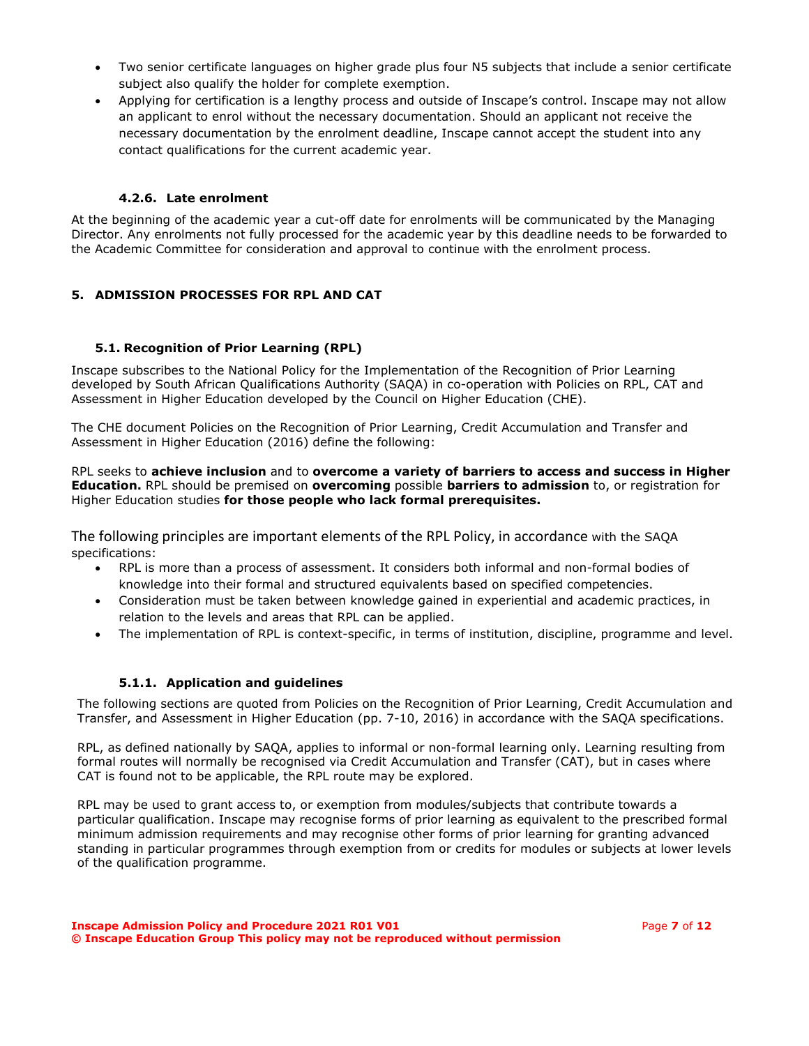- Two senior certificate languages on higher grade plus four N5 subjects that include a senior certificate subject also qualify the holder for complete exemption.
- Applying for certification is a lengthy process and outside of Inscape's control. Inscape may not allow an applicant to enrol without the necessary documentation. Should an applicant not receive the necessary documentation by the enrolment deadline, Inscape cannot accept the student into any contact qualifications for the current academic year.

#### 4.2.6. Late enrolment

At the beginning of the academic year a cut-off date for enrolments will be communicated by the Managing Director. Any enrolments not fully processed for the academic year by this deadline needs to be forwarded to the Academic Committee for consideration and approval to continue with the enrolment process.

## 5. ADMISSION PROCESSES FOR RPL AND CAT

### 5.1. Recognition of Prior Learning (RPL)

Inscape subscribes to the National Policy for the Implementation of the Recognition of Prior Learning developed by South African Qualifications Authority (SAQA) in co-operation with Policies on RPL, CAT and Assessment in Higher Education developed by the Council on Higher Education (CHE).

The CHE document Policies on the Recognition of Prior Learning, Credit Accumulation and Transfer and Assessment in Higher Education (2016) define the following:

RPL seeks to **achieve inclusion** and to **overcome a variety of barriers to access and success in Higher Education.** RPL should be premised on **overcoming** possible **barriers to admission** to, or registration for Higher Education studies **for those people who lack formal prerequisites.**

The following principles are important elements of the RPL Policy, in accordance with the SAQA specifications:

- RPL is more than a process of assessment. It considers both informal and non-formal bodies of knowledge into their formal and structured equivalents based on specified competencies.
- Consideration must be taken between knowledge gained in experiential and academic practices, in relation to the levels and areas that RPL can be applied.
- The implementation of RPL is context-specific, in terms of institution, discipline, programme and level.

#### 5.1.1. Application and guidelines

The following sections are quoted from Policies on the Recognition of Prior Learning, Credit Accumulation and Transfer, and Assessment in Higher Education (pp. 7-10, 2016) in accordance with the SAQA specifications.

RPL, as defined nationally by SAQA, applies to informal or non-formal learning only. Learning resulting from formal routes will normally be recognised via Credit Accumulation and Transfer (CAT), but in cases where CAT is found not to be applicable, the RPL route may be explored.

RPL may be used to grant access to, or exemption from modules/subjects that contribute towards a particular qualification. Inscape may recognise forms of prior learning as equivalent to the prescribed formal minimum admission requirements and may recognise other forms of prior learning for granting advanced standing in particular programmes through exemption from or credits for modules or subjects at lower levels of the qualification programme.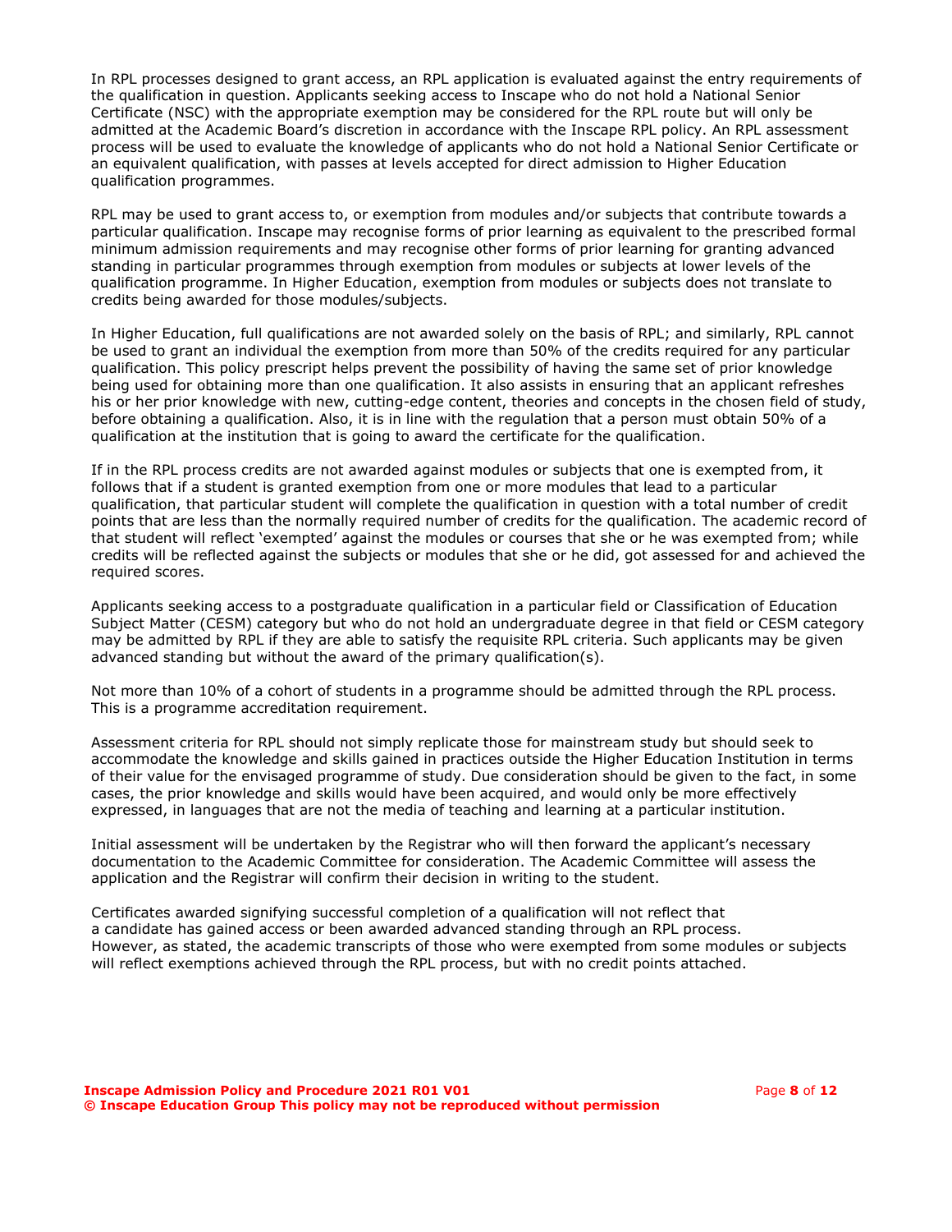In RPL processes designed to grant access, an RPL application is evaluated against the entry requirements of the qualification in question. Applicants seeking access to Inscape who do not hold a National Senior Certificate (NSC) with the appropriate exemption may be considered for the RPL route but will only be admitted at the Academic Board's discretion in accordance with the Inscape RPL policy. An RPL assessment process will be used to evaluate the knowledge of applicants who do not hold a National Senior Certificate or an equivalent qualification, with passes at levels accepted for direct admission to Higher Education qualification programmes.

RPL may be used to grant access to, or exemption from modules and/or subjects that contribute towards a particular qualification. Inscape may recognise forms of prior learning as equivalent to the prescribed formal minimum admission requirements and may recognise other forms of prior learning for granting advanced standing in particular programmes through exemption from modules or subjects at lower levels of the qualification programme. In Higher Education, exemption from modules or subjects does not translate to credits being awarded for those modules/subjects.

In Higher Education, full qualifications are not awarded solely on the basis of RPL; and similarly, RPL cannot be used to grant an individual the exemption from more than 50% of the credits required for any particular qualification. This policy prescript helps prevent the possibility of having the same set of prior knowledge being used for obtaining more than one qualification. It also assists in ensuring that an applicant refreshes his or her prior knowledge with new, cutting-edge content, theories and concepts in the chosen field of study, before obtaining a qualification. Also, it is in line with the regulation that a person must obtain 50% of a qualification at the institution that is going to award the certificate for the qualification.

If in the RPL process credits are not awarded against modules or subjects that one is exempted from, it follows that if a student is granted exemption from one or more modules that lead to a particular qualification, that particular student will complete the qualification in question with a total number of credit points that are less than the normally required number of credits for the qualification. The academic record of that student will reflect 'exempted' against the modules or courses that she or he was exempted from; while credits will be reflected against the subjects or modules that she or he did, got assessed for and achieved the required scores.

Applicants seeking access to a postgraduate qualification in a particular field or Classification of Education Subject Matter (CESM) category but who do not hold an undergraduate degree in that field or CESM category may be admitted by RPL if they are able to satisfy the requisite RPL criteria. Such applicants may be given advanced standing but without the award of the primary qualification(s).

Not more than 10% of a cohort of students in a programme should be admitted through the RPL process. This is a programme accreditation requirement.

Assessment criteria for RPL should not simply replicate those for mainstream study but should seek to accommodate the knowledge and skills gained in practices outside the Higher Education Institution in terms of their value for the envisaged programme of study. Due consideration should be given to the fact, in some cases, the prior knowledge and skills would have been acquired, and would only be more effectively expressed, in languages that are not the media of teaching and learning at a particular institution.

Initial assessment will be undertaken by the Registrar who will then forward the applicant's necessary documentation to the Academic Committee for consideration. The Academic Committee will assess the application and the Registrar will confirm their decision in writing to the student.

Certificates awarded signifying successful completion of a qualification will not reflect that a candidate has gained access or been awarded advanced standing through an RPL process. However, as stated, the academic transcripts of those who were exempted from some modules or subjects will reflect exemptions achieved through the RPL process, but with no credit points attached.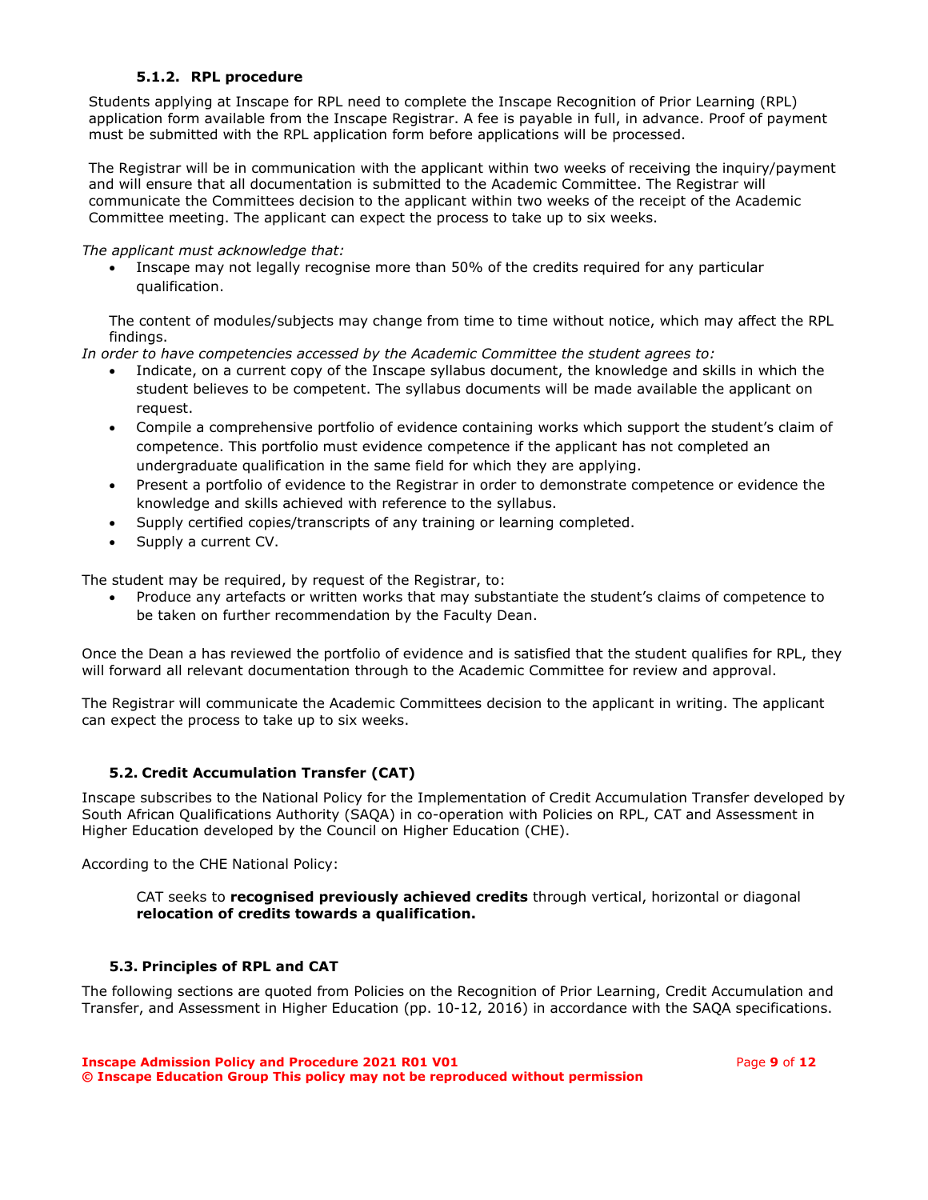#### 5.1.2. RPL procedure

Students applying at Inscape for RPL need to complete the Inscape Recognition of Prior Learning (RPL) application form available from the Inscape Registrar. A fee is payable in full, in advance. Proof of payment must be submitted with the RPL application form before applications will be processed.

The Registrar will be in communication with the applicant within two weeks of receiving the inquiry/payment and will ensure that all documentation is submitted to the Academic Committee. The Registrar will communicate the Committees decision to the applicant within two weeks of the receipt of the Academic Committee meeting. The applicant can expect the process to take up to six weeks.

*The applicant must acknowledge that:*

- Inscape may not legally recognise more than 50% of the credits required for any particular qualification.

The content of modules/subjects may change from time to time without notice, which may affect the RPL findings.

*In order to have competencies accessed by the Academic Committee the student agrees to:*

- Indicate, on a current copy of the Inscape syllabus document, the knowledge and skills in which the student believes to be competent. The syllabus documents will be made available the applicant on request.
- Compile a comprehensive portfolio of evidence containing works which support the student's claim of competence. This portfolio must evidence competence if the applicant has not completed an undergraduate qualification in the same field for which they are applying.
- Present a portfolio of evidence to the Registrar in order to demonstrate competence or evidence the knowledge and skills achieved with reference to the syllabus.
- Supply certified copies/transcripts of any training or learning completed.
- Supply a current CV.

The student may be required, by request of the Registrar, to:

- Produce any artefacts or written works that may substantiate the student's claims of competence to be taken on further recommendation by the Faculty Dean.

Once the Dean a has reviewed the portfolio of evidence and is satisfied that the student qualifies for RPL, they will forward all relevant documentation through to the Academic Committee for review and approval.

The Registrar will communicate the Academic Committees decision to the applicant in writing. The applicant can expect the process to take up to six weeks.

### 5.2. Credit Accumulation Transfer (CAT)

Inscape subscribes to the National Policy for the Implementation of Credit Accumulation Transfer developed by South African Qualifications Authority (SAQA) in co-operation with Policies on RPL, CAT and Assessment in Higher Education developed by the Council on Higher Education (CHE).

According to the CHE National Policy:

> CAT seeks to **recognised previously achieved credits** through vertical, horizontal or diagonal **relocation of credits towards a qualification.**

### 5.3. Principles of RPL and CAT

The following sections are quoted from Policies on the Recognition of Prior Learning, Credit Accumulation and Transfer, and Assessment in Higher Education (pp. 10-12, 2016) in accordance with the SAQA specifications.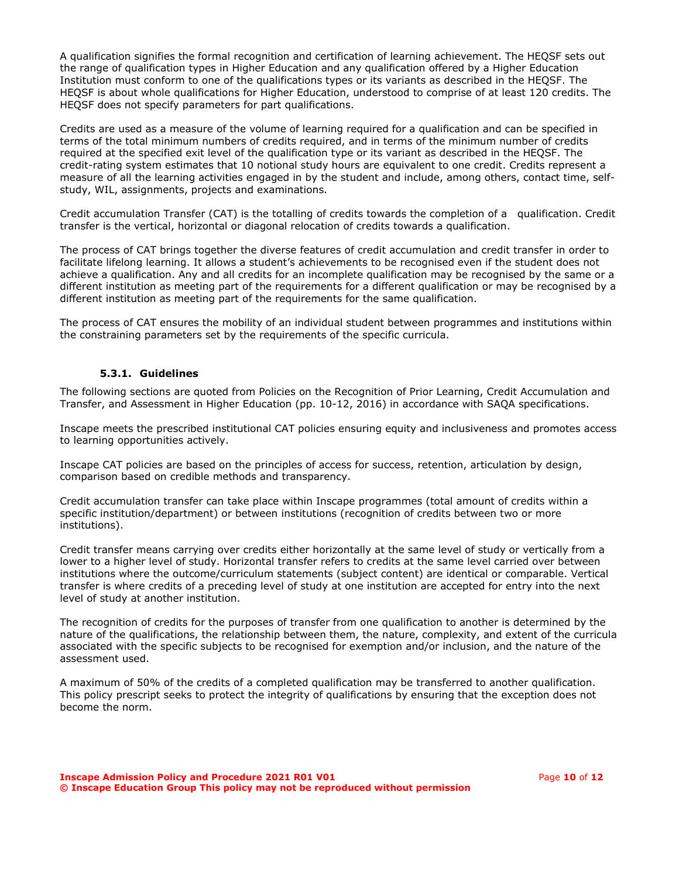A qualification signifies the formal recognition and certification of learning achievement. The HEQSF sets out the range of qualification types in Higher Education and any qualification offered by a Higher Education Institution must conform to one of the qualifications types or its variants as described in the HEQSF. The HEQSF is about whole qualifications for Higher Education, understood to comprise of at least 120 credits. The HEQSF does not specify parameters for part qualifications.

Credits are used as a measure of the volume of learning required for a qualification and can be specified in terms of the total minimum numbers of credits required, and in terms of the minimum number of credits required at the specified exit level of the qualification type or its variant as described in the HEQSF. The credit-rating system estimates that 10 notional study hours are equivalent to one credit. Credits represent a measure of all the learning activities engaged in by the student and include, among others, contact time, self-study, WIL, assignments, projects and examinations.

Credit accumulation Transfer (CAT) is the totalling of credits towards the completion of a qualification. Credit transfer is the vertical, horizontal or diagonal relocation of credits towards a qualification.

The process of CAT brings together the diverse features of credit accumulation and credit transfer in order to facilitate lifelong learning. It allows a student's achievements to be recognised even if the student does not achieve a qualification. Any and all credits for an incomplete qualification may be recognised by the same or a different institution as meeting part of the requirements for a different qualification or may be recognised by a different institution as meeting part of the requirements for the same qualification.

The process of CAT ensures the mobility of an individual student between programmes and institutions within the constraining parameters set by the requirements of the specific curricula.

#### 5.3.1. Guidelines

The following sections are quoted from Policies on the Recognition of Prior Learning, Credit Accumulation and Transfer, and Assessment in Higher Education (pp. 10-12, 2016) in accordance with SAQA specifications.

Inscape meets the prescribed institutional CAT policies ensuring equity and inclusiveness and promotes access to learning opportunities actively.

Inscape CAT policies are based on the principles of access for success, retention, articulation by design, comparison based on credible methods and transparency.

Credit accumulation transfer can take place within Inscape programmes (total amount of credits within a specific institution/department) or between institutions (recognition of credits between two or more institutions).

Credit transfer means carrying over credits either horizontally at the same level of study or vertically from a lower to a higher level of study. Horizontal transfer refers to credits at the same level carried over between institutions where the outcome/curriculum statements (subject content) are identical or comparable. Vertical transfer is where credits of a preceding level of study at one institution are accepted for entry into the next level of study at another institution.

The recognition of credits for the purposes of transfer from one qualification to another is determined by the nature of the qualifications, the relationship between them, the nature, complexity, and extent of the curricula associated with the specific subjects to be recognised for exemption and/or inclusion, and the nature of the assessment used.

A maximum of 50% of the credits of a completed qualification may be transferred to another qualification. This policy prescript seeks to protect the integrity of qualifications by ensuring that the exception does not become the norm.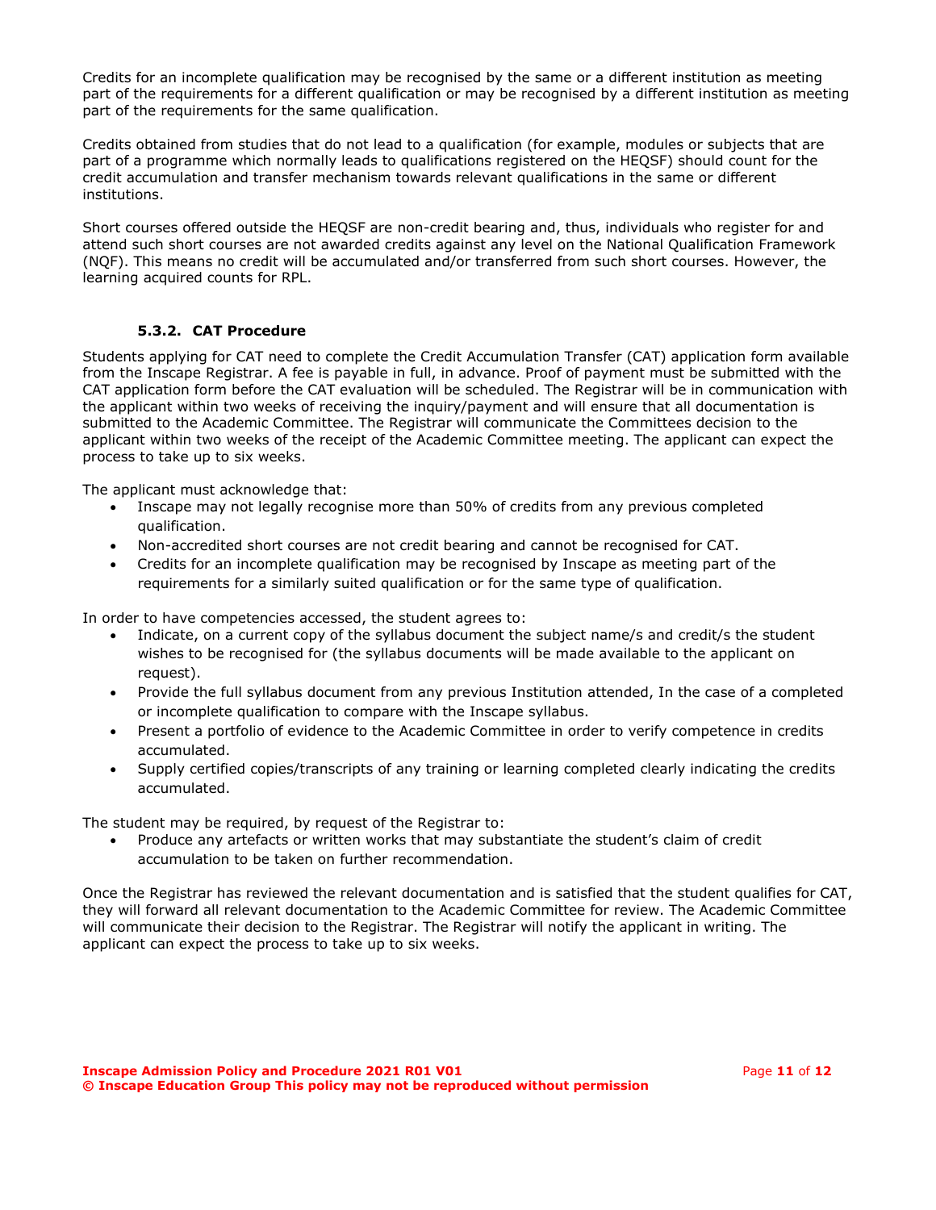Credits for an incomplete qualification may be recognised by the same or a different institution as meeting part of the requirements for a different qualification or may be recognised by a different institution as meeting part of the requirements for the same qualification.

Credits obtained from studies that do not lead to a qualification (for example, modules or subjects that are part of a programme which normally leads to qualifications registered on the HEQSF) should count for the credit accumulation and transfer mechanism towards relevant qualifications in the same or different institutions.

Short courses offered outside the HEQSF are non-credit bearing and, thus, individuals who register for and attend such short courses are not awarded credits against any level on the National Qualification Framework (NQF). This means no credit will be accumulated and/or transferred from such short courses. However, the learning acquired counts for RPL.

#### 5.3.2. CAT Procedure

Students applying for CAT need to complete the Credit Accumulation Transfer (CAT) application form available from the Inscape Registrar. A fee is payable in full, in advance. Proof of payment must be submitted with the CAT application form before the CAT evaluation will be scheduled. The Registrar will be in communication with the applicant within two weeks of receiving the inquiry/payment and will ensure that all documentation is submitted to the Academic Committee. The Registrar will communicate the Committees decision to the applicant within two weeks of the receipt of the Academic Committee meeting. The applicant can expect the process to take up to six weeks.

The applicant must acknowledge that:

- Inscape may not legally recognise more than 50% of credits from any previous completed qualification.
- Non-accredited short courses are not credit bearing and cannot be recognised for CAT.
- Credits for an incomplete qualification may be recognised by Inscape as meeting part of the requirements for a similarly suited qualification or for the same type of qualification.

In order to have competencies accessed, the student agrees to:

- Indicate, on a current copy of the syllabus document the subject name/s and credit/s the student wishes to be recognised for (the syllabus documents will be made available to the applicant on request).
- Provide the full syllabus document from any previous Institution attended, In the case of a completed or incomplete qualification to compare with the Inscape syllabus.
- Present a portfolio of evidence to the Academic Committee in order to verify competence in credits accumulated.
- Supply certified copies/transcripts of any training or learning completed clearly indicating the credits accumulated.

The student may be required, by request of the Registrar to:

- Produce any artefacts or written works that may substantiate the student's claim of credit accumulation to be taken on further recommendation.

Once the Registrar has reviewed the relevant documentation and is satisfied that the student qualifies for CAT, they will forward all relevant documentation to the Academic Committee for review. The Academic Committee will communicate their decision to the Registrar. The Registrar will notify the applicant in writing. The applicant can expect the process to take up to six weeks.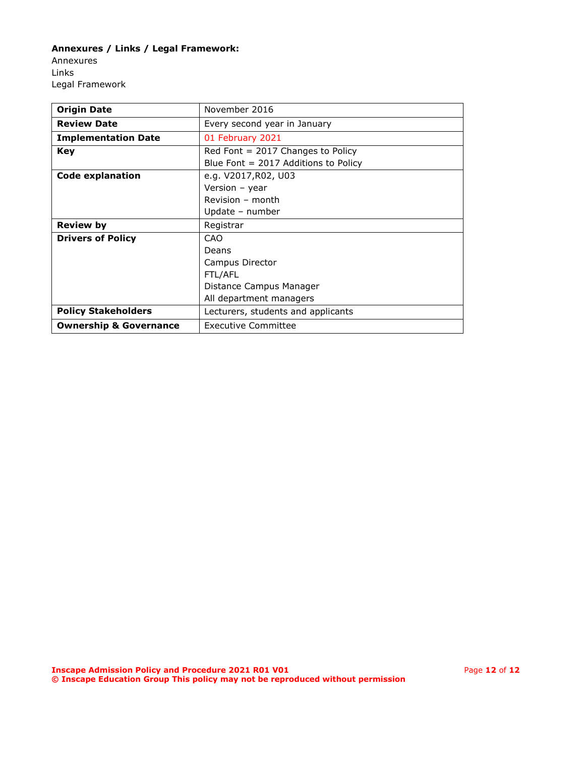**Annexures / Links / Legal Framework:**

Annexures
Links
Legal Framework

| | |
|---|---|
| **Origin Date** | November 2016 |
| **Review Date** | Every second year in January |
| **Implementation Date** | 01 February 2021 |
| **Key** | Red Font = 2017 Changes to Policy<br>Blue Font = 2017 Additions to Policy |
| **Code explanation** | e.g. V2017,R02, U03<br>Version – year<br>Revision – month<br>Update – number |
| **Review by** | Registrar |
| **Drivers of Policy** | CAO<br>Deans<br>Campus Director<br>FTL/AFL<br>Distance Campus Manager<br>All department managers |
| **Policy Stakeholders** | Lecturers, students and applicants |
| **Ownership & Governance** | Executive Committee |